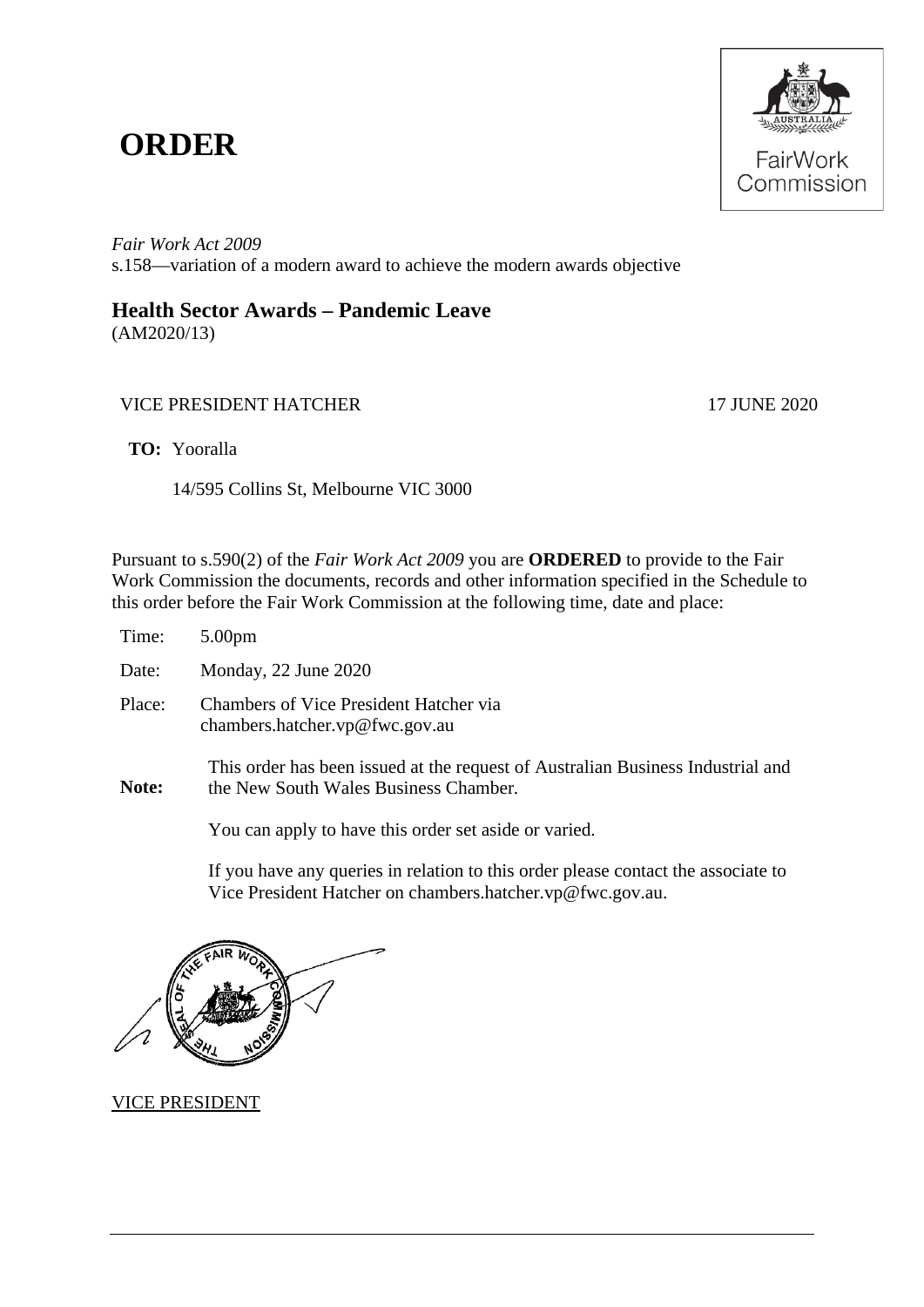# ORDER

*Fair Work Act 2009*
s.158—variation of a modern award to achieve the modern awards objective

## Health Sector Awards – Pandemic Leave

(AM2020/13)

VICE PRESIDENT HATCHER 17 JUNE 2020

**TO:** Yooralla

14/595 Collins St, Melbourne VIC 3000

Pursuant to s.590(2) of the *Fair Work Act 2009* you are **ORDERED** to provide to the Fair Work Commission the documents, records and other information specified in the Schedule to this order before the Fair Work Commission at the following time, date and place:

Time: 5.00pm

Date: Monday, 22 June 2020

Place: Chambers of Vice President Hatcher via chambers.hatcher.vp@fwc.gov.au

**Note:** This order has been issued at the request of Australian Business Industrial and the New South Wales Business Chamber.

You can apply to have this order set aside or varied.

If you have any queries in relation to this order please contact the associate to Vice President Hatcher on chambers.hatcher.vp@fwc.gov.au.

VICE PRESIDENT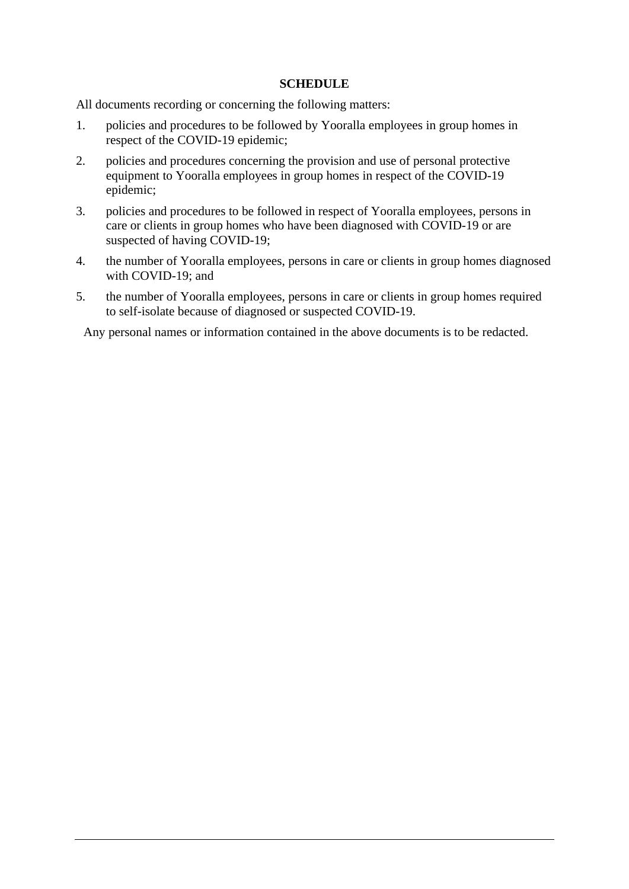**SCHEDULE**

All documents recording or concerning the following matters:

1. policies and procedures to be followed by Yooralla employees in group homes in respect of the COVID-19 epidemic;
2. policies and procedures concerning the provision and use of personal protective equipment to Yooralla employees in group homes in respect of the COVID-19 epidemic;
3. policies and procedures to be followed in respect of Yooralla employees, persons in care or clients in group homes who have been diagnosed with COVID-19 or are suspected of having COVID-19;
4. the number of Yooralla employees, persons in care or clients in group homes diagnosed with COVID-19; and
5. the number of Yooralla employees, persons in care or clients in group homes required to self-isolate because of diagnosed or suspected COVID-19.

Any personal names or information contained in the above documents is to be redacted.